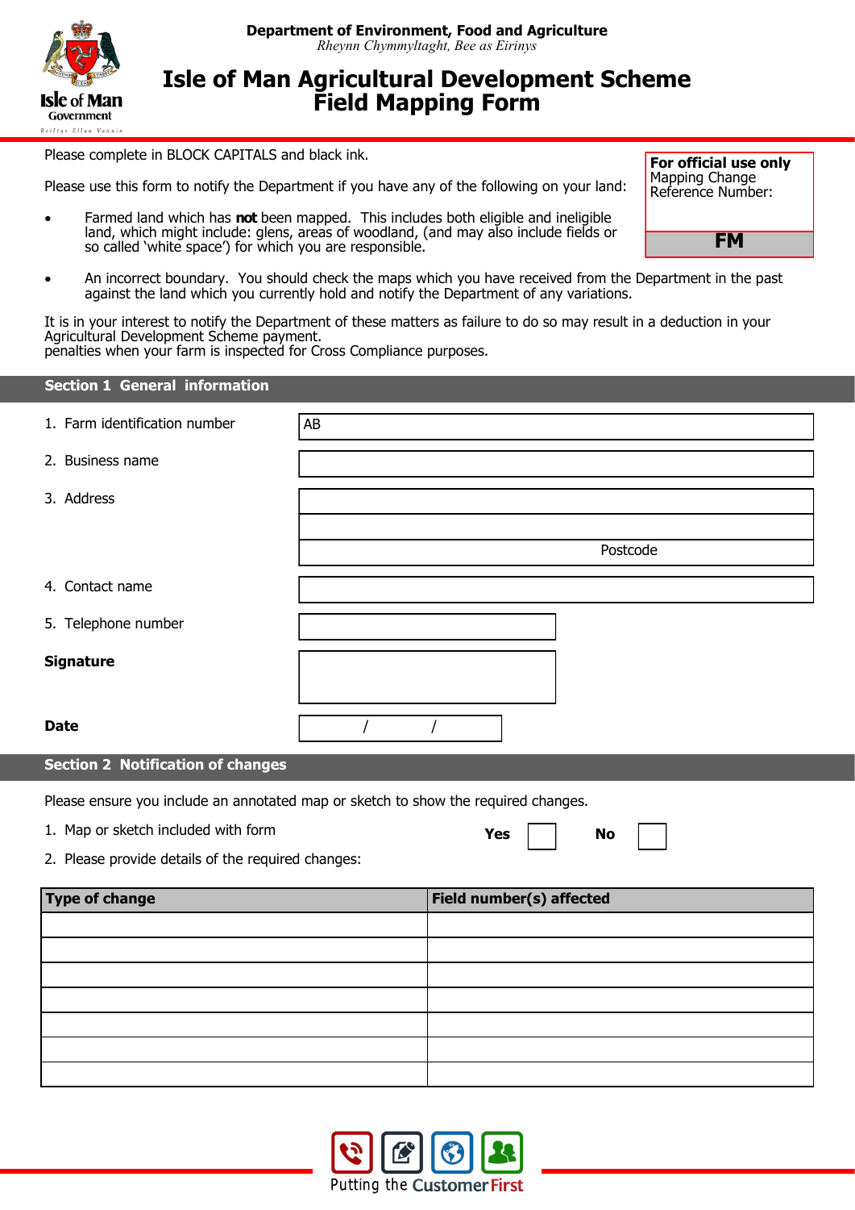**Department of Environment, Food and Agriculture**
*Rheynn Chymmyltaght, Bee as Eirinys*

# Isle of Man Agricultural Development Scheme
# Field Mapping Form

Please complete in BLOCK CAPITALS and black ink.

| **For official use only** Mapping Change Reference Number: |
|---|
| **FM** |

Please use this form to notify the Department if you have any of the following on your land:

- Farmed land which has **not** been mapped. This includes both eligible and ineligible land, which might include: glens, areas of woodland, (and may also include fields or so called 'white space') for which you are responsible.
- An incorrect boundary. You should check the maps which you have received from the Department in the past against the land which you currently hold and notify the Department of any variations.

It is in your interest to notify the Department of these matters as failure to do so may result in a deduction in your Agricultural Development Scheme payment.
penalties when your farm is inspected for Cross Compliance purposes.

## Section 1 General information

| | |
|---|---|
| 1. Farm identification number | AB |
| 2. Business name | |
| 3. Address | |
| | |
| | Postcode |
| 4. Contact name | |
| 5. Telephone number | |
| **Signature** | |
| **Date** | / / |

## Section 2 Notification of changes

Please ensure you include an annotated map or sketch to show the required changes.

1. Map or sketch included with form **Yes** ☐ **No** ☐
2. Please provide details of the required changes:

| Type of change | Field number(s) affected |
|---|---|
| | |
| | |
| | |
| | |
| | |
| | |
| | |

Putting the Customer First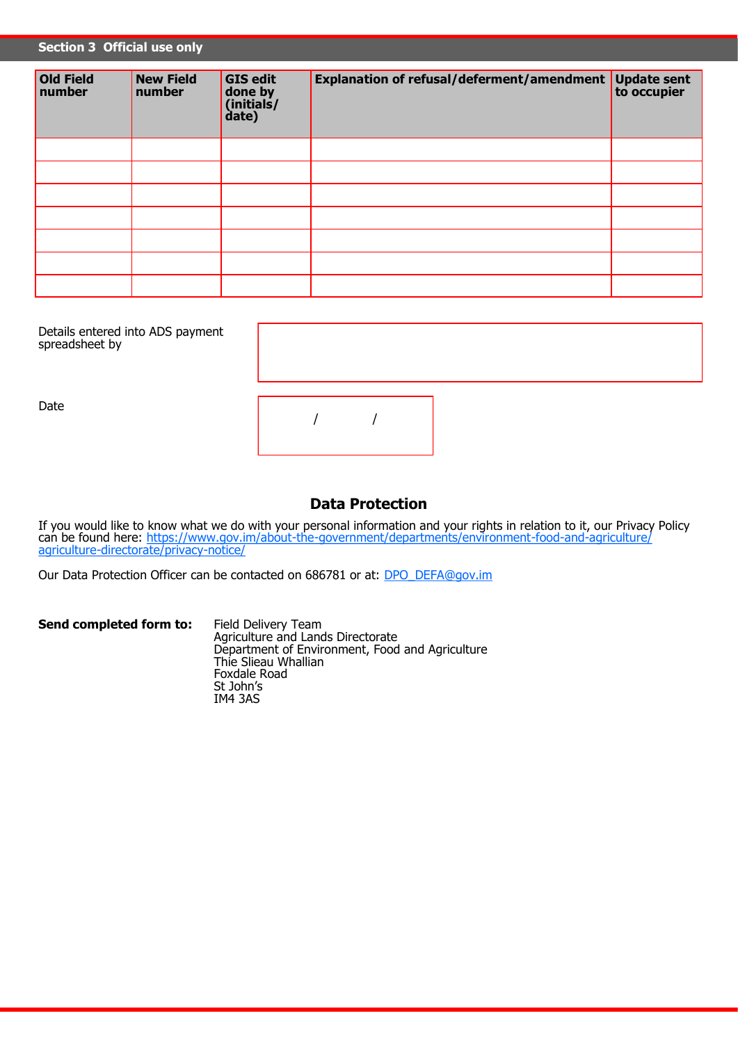## Section 3 Official use only

| Old Field number | New Field number | GIS edit done by (initials/ date) | Explanation of refusal/deferment/amendment | Update sent to occupier |
|---|---|---|---|---|
| | | | | |
| | | | | |
| | | | | |
| | | | | |
| | | | | |
| | | | | |
| | | | | |

Details entered into ADS payment spreadsheet by

Date &nbsp;&nbsp;&nbsp;&nbsp; / &nbsp;&nbsp;&nbsp;&nbsp; /

## Data Protection

If you would like to know what we do with your personal information and your rights in relation to it, our Privacy Policy can be found here: https://www.gov.im/about-the-government/departments/environment-food-and-agriculture/agriculture-directorate/privacy-notice/

Our Data Protection Officer can be contacted on 686781 or at: DPO_DEFA@gov.im

**Send completed form to:**

Field Delivery Team
Agriculture and Lands Directorate
Department of Environment, Food and Agriculture
Thie Slieau Whallian
Foxdale Road
St John's
IM4 3AS